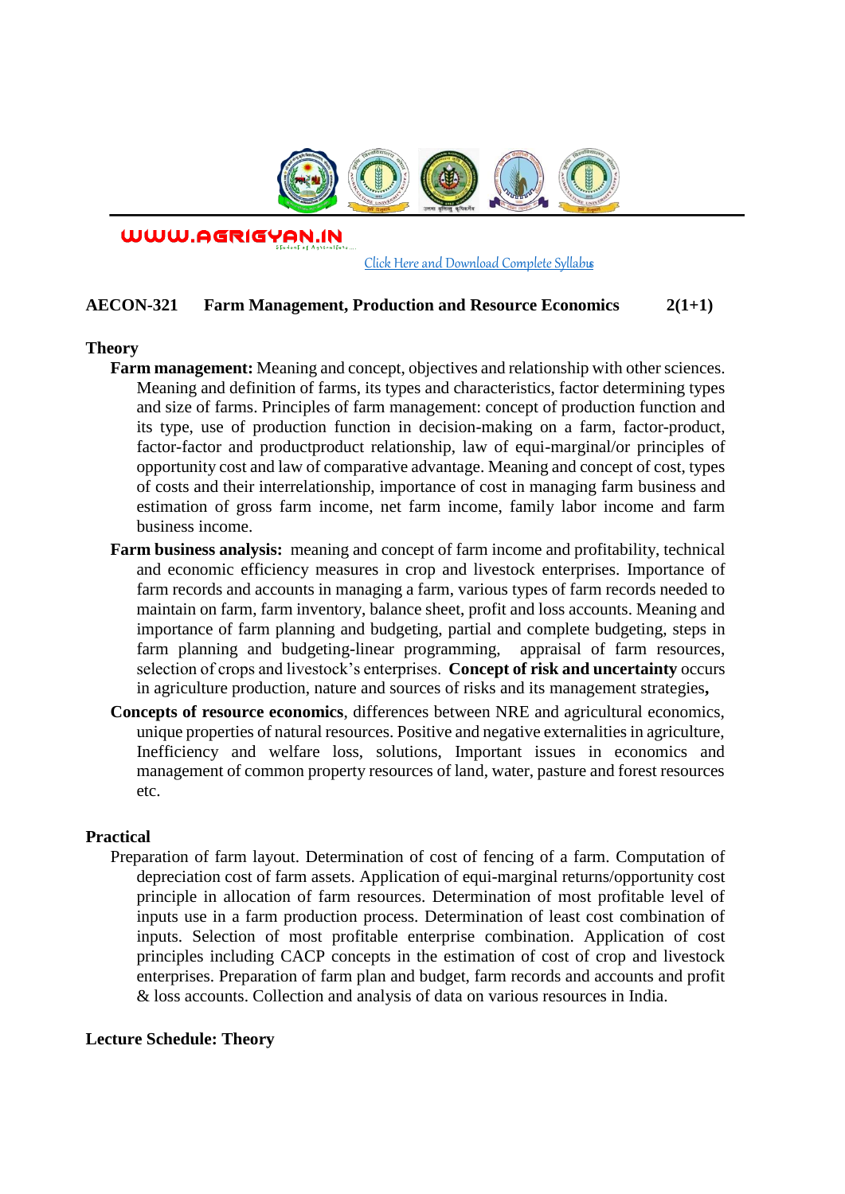WWW.AGRIGYAN.IN

Click Here and Download Complete Syllabus

**AECON-321 Farm Management, Production and Resource Economics 2(1+1)**

## Theory

**Farm management:** Meaning and concept, objectives and relationship with other sciences. Meaning and definition of farms, its types and characteristics, factor determining types and size of farms. Principles of farm management: concept of production function and its type, use of production function in decision-making on a farm, factor-product, factor-factor and productproduct relationship, law of equi-marginal/or principles of opportunity cost and law of comparative advantage. Meaning and concept of cost, types of costs and their interrelationship, importance of cost in managing farm business and estimation of gross farm income, net farm income, family labor income and farm business income.

**Farm business analysis:** meaning and concept of farm income and profitability, technical and economic efficiency measures in crop and livestock enterprises. Importance of farm records and accounts in managing a farm, various types of farm records needed to maintain on farm, farm inventory, balance sheet, profit and loss accounts. Meaning and importance of farm planning and budgeting, partial and complete budgeting, steps in farm planning and budgeting-linear programming, appraisal of farm resources, selection of crops and livestock's enterprises. **Concept of risk and uncertainty** occurs in agriculture production, nature and sources of risks and its management strategies**,**

**Concepts of resource economics**, differences between NRE and agricultural economics, unique properties of natural resources. Positive and negative externalities in agriculture, Inefficiency and welfare loss, solutions, Important issues in economics and management of common property resources of land, water, pasture and forest resources etc.

## Practical

Preparation of farm layout. Determination of cost of fencing of a farm. Computation of depreciation cost of farm assets. Application of equi-marginal returns/opportunity cost principle in allocation of farm resources. Determination of most profitable level of inputs use in a farm production process. Determination of least cost combination of inputs. Selection of most profitable enterprise combination. Application of cost principles including CACP concepts in the estimation of cost of crop and livestock enterprises. Preparation of farm plan and budget, farm records and accounts and profit & loss accounts. Collection and analysis of data on various resources in India.

## Lecture Schedule: Theory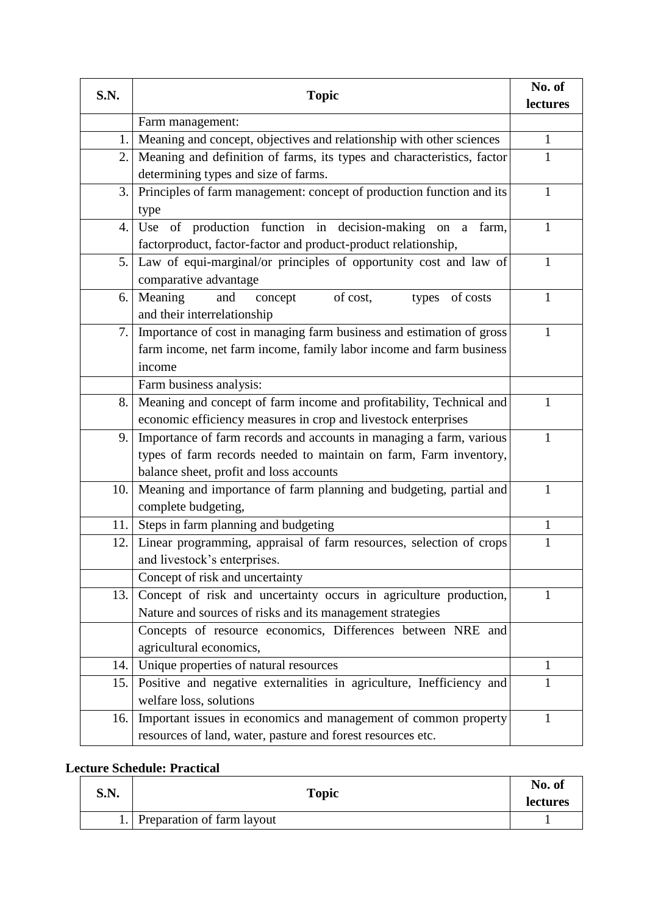| S.N. | Topic | No. of lectures |
|---|---|---|
| | Farm management: | |
| 1. | Meaning and concept, objectives and relationship with other sciences | 1 |
| 2. | Meaning and definition of farms, its types and characteristics, factor determining types and size of farms. | 1 |
| 3. | Principles of farm management: concept of production function and its type | 1 |
| 4. | Use of production function in decision-making on a farm, factorproduct, factor-factor and product-product relationship, | 1 |
| 5. | Law of equi-marginal/or principles of opportunity cost and law of comparative advantage | 1 |
| 6. | Meaning and concept of cost, types of costs and their interrelationship | 1 |
| 7. | Importance of cost in managing farm business and estimation of gross farm income, net farm income, family labor income and farm business income | 1 |
| | Farm business analysis: | |
| 8. | Meaning and concept of farm income and profitability, Technical and economic efficiency measures in crop and livestock enterprises | 1 |
| 9. | Importance of farm records and accounts in managing a farm, various types of farm records needed to maintain on farm, Farm inventory, balance sheet, profit and loss accounts | 1 |
| 10. | Meaning and importance of farm planning and budgeting, partial and complete budgeting, | 1 |
| 11. | Steps in farm planning and budgeting | 1 |
| 12. | Linear programming, appraisal of farm resources, selection of crops and livestock's enterprises. | 1 |
| | Concept of risk and uncertainty | |
| 13. | Concept of risk and uncertainty occurs in agriculture production, Nature and sources of risks and its management strategies | 1 |
| | Concepts of resource economics, Differences between NRE and agricultural economics, | |
| 14. | Unique properties of natural resources | 1 |
| 15. | Positive and negative externalities in agriculture, Inefficiency and welfare loss, solutions | 1 |
| 16. | Important issues in economics and management of common property resources of land, water, pasture and forest resources etc. | 1 |

**Lecture Schedule: Practical**

| S.N. | Topic | No. of lectures |
|---|---|---|
| 1. | Preparation of farm layout | 1 |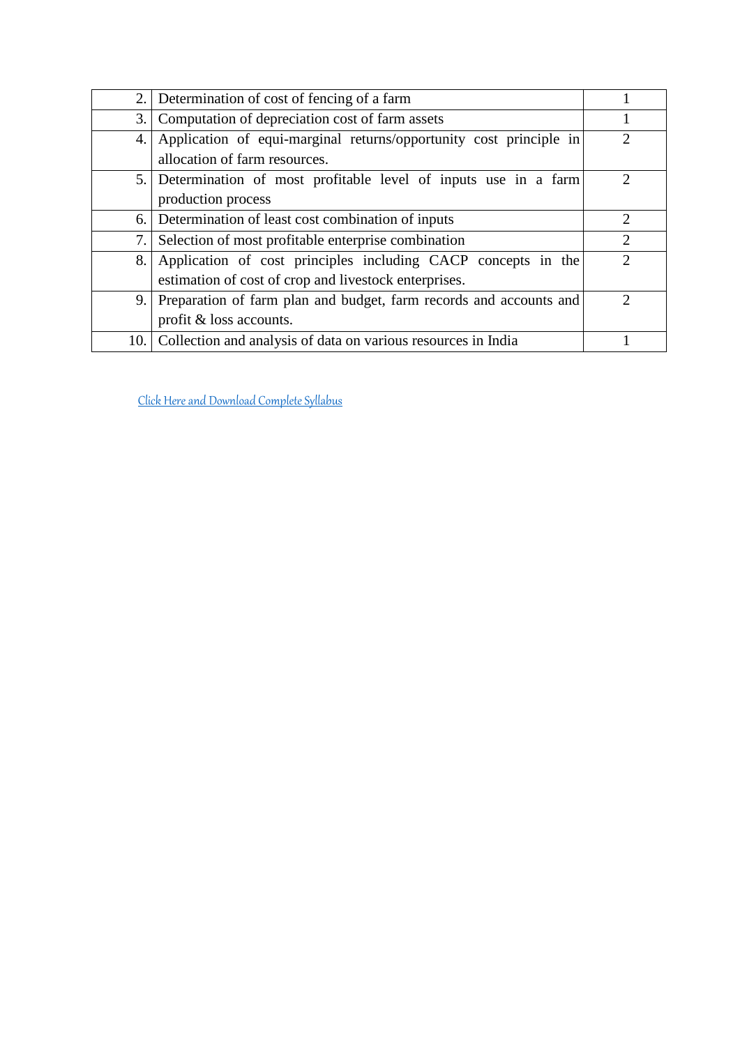| | | |
|---|---|---|
| 2. | Determination of cost of fencing of a farm | 1 |
| 3. | Computation of depreciation cost of farm assets | 1 |
| 4. | Application of equi-marginal returns/opportunity cost principle in allocation of farm resources. | 2 |
| 5. | Determination of most profitable level of inputs use in a farm production process | 2 |
| 6. | Determination of least cost combination of inputs | 2 |
| 7. | Selection of most profitable enterprise combination | 2 |
| 8. | Application of cost principles including CACP concepts in the estimation of cost of crop and livestock enterprises. | 2 |
| 9. | Preparation of farm plan and budget, farm records and accounts and profit & loss accounts. | 2 |
| 10. | Collection and analysis of data on various resources in India | 1 |

Click Here and Download Complete Syllabus